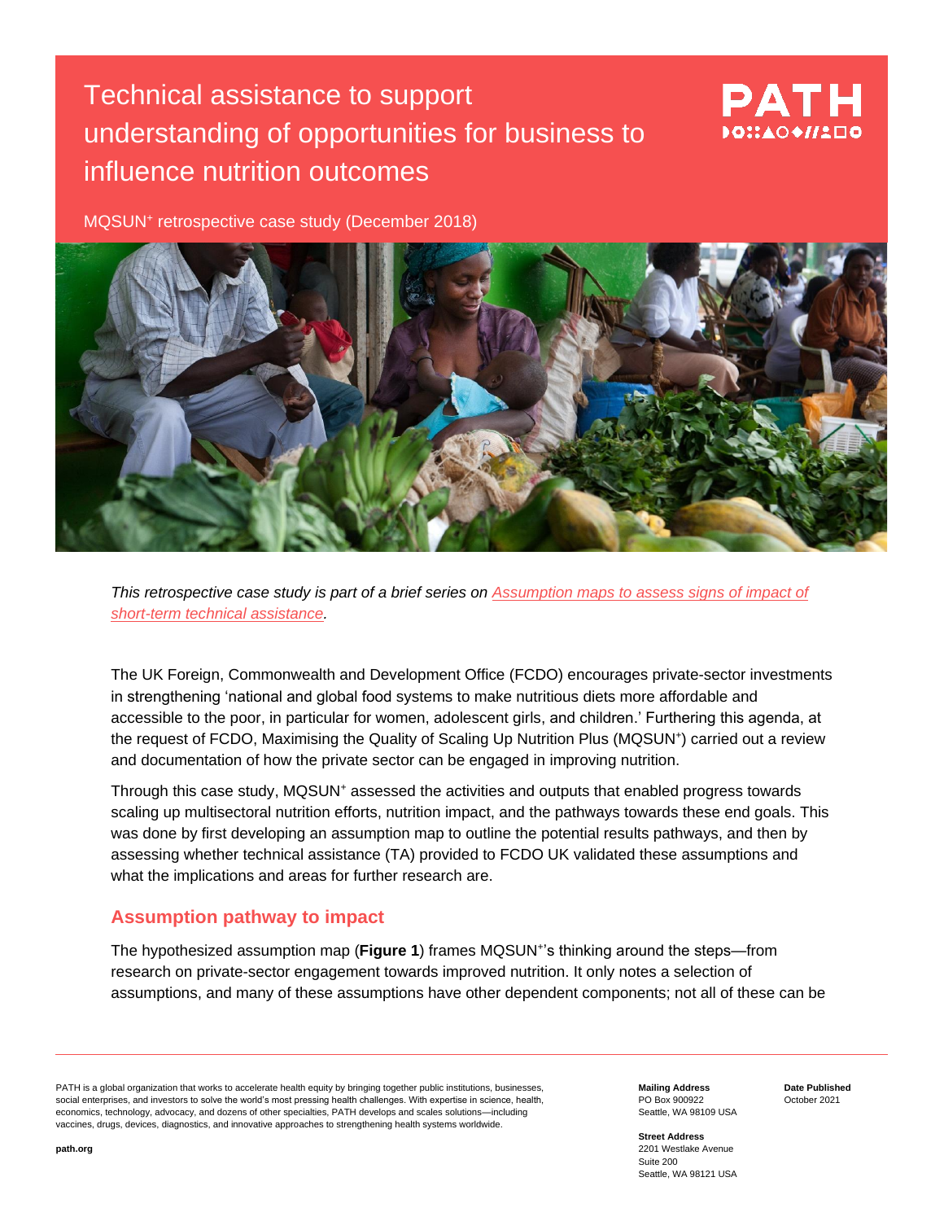# Technical assistance to support understanding of opportunities for business to influence nutrition outcomes

MQSUN+ retrospective case study (December 2018)

*This retrospective case study is part of a brief series on [Assumption maps to assess signs of impact of short-term technical assistance](#).*

The UK Foreign, Commonwealth and Development Office (FCDO) encourages private-sector investments in strengthening 'national and global food systems to make nutritious diets more affordable and accessible to the poor, in particular for women, adolescent girls, and children.' Furthering this agenda, at the request of FCDO, Maximising the Quality of Scaling Up Nutrition Plus (MQSUN+) carried out a review and documentation of how the private sector can be engaged in improving nutrition.

Through this case study, MQSUN+ assessed the activities and outputs that enabled progress towards scaling up multisectoral nutrition efforts, nutrition impact, and the pathways towards these end goals. This was done by first developing an assumption map to outline the potential results pathways, and then by assessing whether technical assistance (TA) provided to FCDO UK validated these assumptions and what the implications and areas for further research are.

## Assumption pathway to impact

The hypothesized assumption map (**Figure 1**) frames MQSUN+'s thinking around the steps—from research on private-sector engagement towards improved nutrition. It only notes a selection of assumptions, and many of these assumptions have other dependent components; not all of these can be

PATH is a global organization that works to accelerate health equity by bringing together public institutions, businesses, social enterprises, and investors to solve the world's most pressing health challenges. With expertise in science, health, economics, technology, advocacy, and dozens of other specialties, PATH develops and scales solutions—including vaccines, drugs, devices, diagnostics, and innovative approaches to strengthening health systems worldwide.

path.org

**Mailing Address**
PO Box 900922
Seattle, WA 98109 USA

**Street Address**
2201 Westlake Avenue
Suite 200
Seattle, WA 98121 USA

**Date Published**
October 2021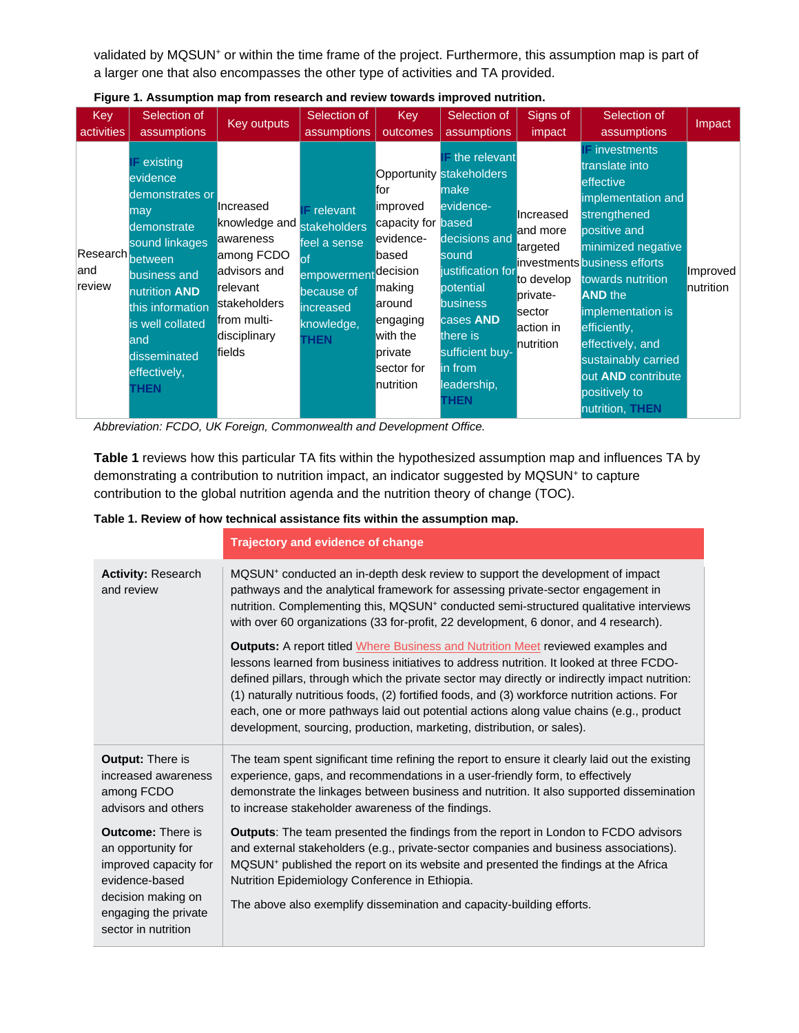validated by MQSUN⁺ or within the time frame of the project. Furthermore, this assumption map is part of a larger one that also encompasses the other type of activities and TA provided.

**Figure 1. Assumption map from research and review towards improved nutrition.**

| Key activities | Selection of assumptions | Key outputs | Selection of assumptions | Key outcomes | Selection of assumptions | Signs of impact | Selection of assumptions | Impact |
|---|---|---|---|---|---|---|---|---|
| Research and review | **IF** existing evidence demonstrates or may demonstrate sound linkages between business and nutrition **AND** this information is well collated and disseminated effectively, **THEN** | Increased knowledge and awareness among FCDO advisors and relevant stakeholders from multi-disciplinary fields | **IF** relevant stakeholders feel a sense of empowerment because of increased knowledge, **THEN** | Opportunity for improved capacity for evidence-based decision making around engaging with the private sector for nutrition | **IF** the relevant stakeholders make evidence-based decisions and sound justification for potential business cases **AND** there is sufficient buy-in from leadership, **THEN** | Increased and more targeted investments to develop private-sector action in nutrition | **IF** investments translate into effective implementation and strengthened positive and minimized negative business efforts towards nutrition **AND** the implementation is efficiently, effectively, and sustainably carried out **AND** contribute positively to nutrition, **THEN** | Improved nutrition |

*Abbreviation: FCDO, UK Foreign, Commonwealth and Development Office.*

**Table 1** reviews how this particular TA fits within the hypothesized assumption map and influences TA by demonstrating a contribution to nutrition impact, an indicator suggested by MQSUN⁺ to capture contribution to the global nutrition agenda and the nutrition theory of change (TOC).

**Table 1. Review of how technical assistance fits within the assumption map.**

| | Trajectory and evidence of change |
|---|---|
| **Activity:** Research and review | MQSUN⁺ conducted an in-depth desk review to support the development of impact pathways and the analytical framework for assessing private-sector engagement in nutrition. Complementing this, MQSUN⁺ conducted semi-structured qualitative interviews with over 60 organizations (33 for-profit, 22 development, 6 donor, and 4 research).<br><br>**Outputs:** A report titled Where Business and Nutrition Meet reviewed examples and lessons learned from business initiatives to address nutrition. It looked at three FCDO-defined pillars, through which the private sector may directly or indirectly impact nutrition: (1) naturally nutritious foods, (2) fortified foods, and (3) workforce nutrition actions. For each, one or more pathways laid out potential actions along value chains (e.g., product development, sourcing, production, marketing, distribution, or sales). |
| **Output:** There is increased awareness among FCDO advisors and others<br><br>**Outcome:** There is an opportunity for improved capacity for evidence-based decision making on engaging the private sector in nutrition | The team spent significant time refining the report to ensure it clearly laid out the existing experience, gaps, and recommendations in a user-friendly form, to effectively demonstrate the linkages between business and nutrition. It also supported dissemination to increase stakeholder awareness of the findings.<br><br>**Outputs**: The team presented the findings from the report in London to FCDO advisors and external stakeholders (e.g., private-sector companies and business associations). MQSUN⁺ published the report on its website and presented the findings at the Africa Nutrition Epidemiology Conference in Ethiopia.<br><br>The above also exemplify dissemination and capacity-building efforts. |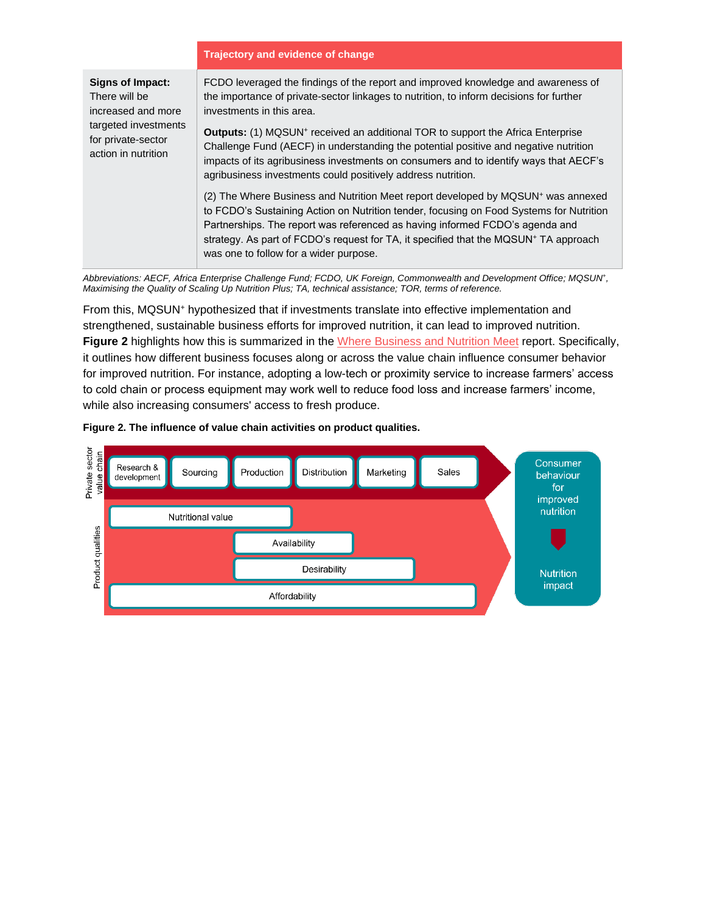| | Trajectory and evidence of change |
|---|---|
| **Signs of Impact:** There will be increased and more targeted investments for private-sector action in nutrition | FCDO leveraged the findings of the report and improved knowledge and awareness of the importance of private-sector linkages to nutrition, to inform decisions for further investments in this area.<br><br>**Outputs:** (1) MQSUN⁺ received an additional TOR to support the Africa Enterprise Challenge Fund (AECF) in understanding the potential positive and negative nutrition impacts of its agribusiness investments on consumers and to identify ways that AECF's agribusiness investments could positively address nutrition.<br><br>(2) The Where Business and Nutrition Meet report developed by MQSUN⁺ was annexed to FCDO's Sustaining Action on Nutrition tender, focusing on Food Systems for Nutrition Partnerships. The report was referenced as having informed FCDO's agenda and strategy. As part of FCDO's request for TA, it specified that the MQSUN⁺ TA approach was one to follow for a wider purpose. |

*Abbreviations: AECF, Africa Enterprise Challenge Fund; FCDO, UK Foreign, Commonwealth and Development Office; MQSUN⁺, Maximising the Quality of Scaling Up Nutrition Plus; TA, technical assistance; TOR, terms of reference.*

From this, MQSUN⁺ hypothesized that if investments translate into effective implementation and strengthened, sustainable business efforts for improved nutrition, it can lead to improved nutrition. **Figure 2** highlights how this is summarized in the Where Business and Nutrition Meet report. Specifically, it outlines how different business focuses along or across the value chain influence consumer behavior for improved nutrition. For instance, adopting a low-tech or proximity service to increase farmers' access to cold chain or process equipment may work well to reduce food loss and increase farmers' income, while also increasing consumers' access to fresh produce.

**Figure 2. The influence of value chain activities on product qualities.**

Private sector value chain: Research & development → Sourcing → Production → Distribution → Marketing → Sales

Product qualities: Nutritional value; Availability; Desirability; Affordability

Consumer behaviour for improved nutrition → Nutrition impact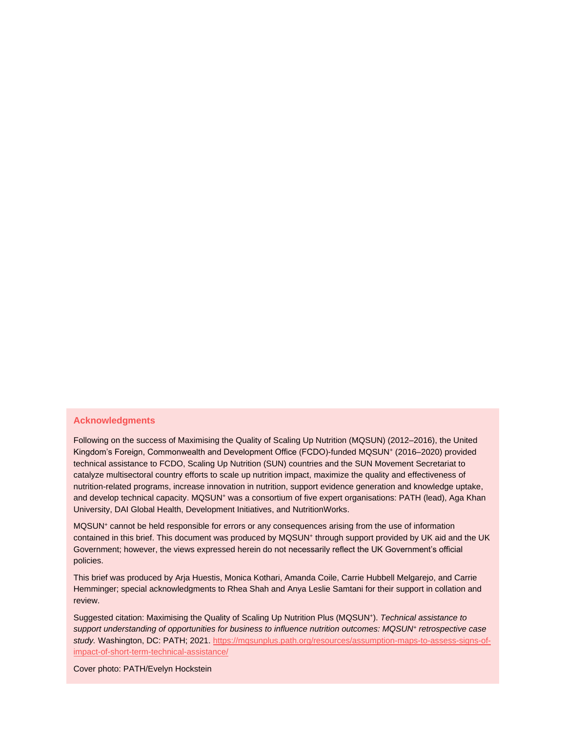## Acknowledgments

Following on the success of Maximising the Quality of Scaling Up Nutrition (MQSUN) (2012–2016), the United Kingdom's Foreign, Commonwealth and Development Office (FCDO)-funded MQSUN+ (2016–2020) provided technical assistance to FCDO, Scaling Up Nutrition (SUN) countries and the SUN Movement Secretariat to catalyze multisectoral country efforts to scale up nutrition impact, maximize the quality and effectiveness of nutrition-related programs, increase innovation in nutrition, support evidence generation and knowledge uptake, and develop technical capacity. MQSUN+ was a consortium of five expert organisations: PATH (lead), Aga Khan University, DAI Global Health, Development Initiatives, and NutritionWorks.

MQSUN+ cannot be held responsible for errors or any consequences arising from the use of information contained in this brief. This document was produced by MQSUN+ through support provided by UK aid and the UK Government; however, the views expressed herein do not necessarily reflect the UK Government's official policies.

This brief was produced by Arja Huestis, Monica Kothari, Amanda Coile, Carrie Hubbell Melgarejo, and Carrie Hemminger; special acknowledgments to Rhea Shah and Anya Leslie Samtani for their support in collation and review.

Suggested citation: Maximising the Quality of Scaling Up Nutrition Plus (MQSUN+). *Technical assistance to support understanding of opportunities for business to influence nutrition outcomes: MQSUN+ retrospective case study.* Washington, DC: PATH; 2021. https://mqsunplus.path.org/resources/assumption-maps-to-assess-signs-of-impact-of-short-term-technical-assistance/

Cover photo: PATH/Evelyn Hockstein